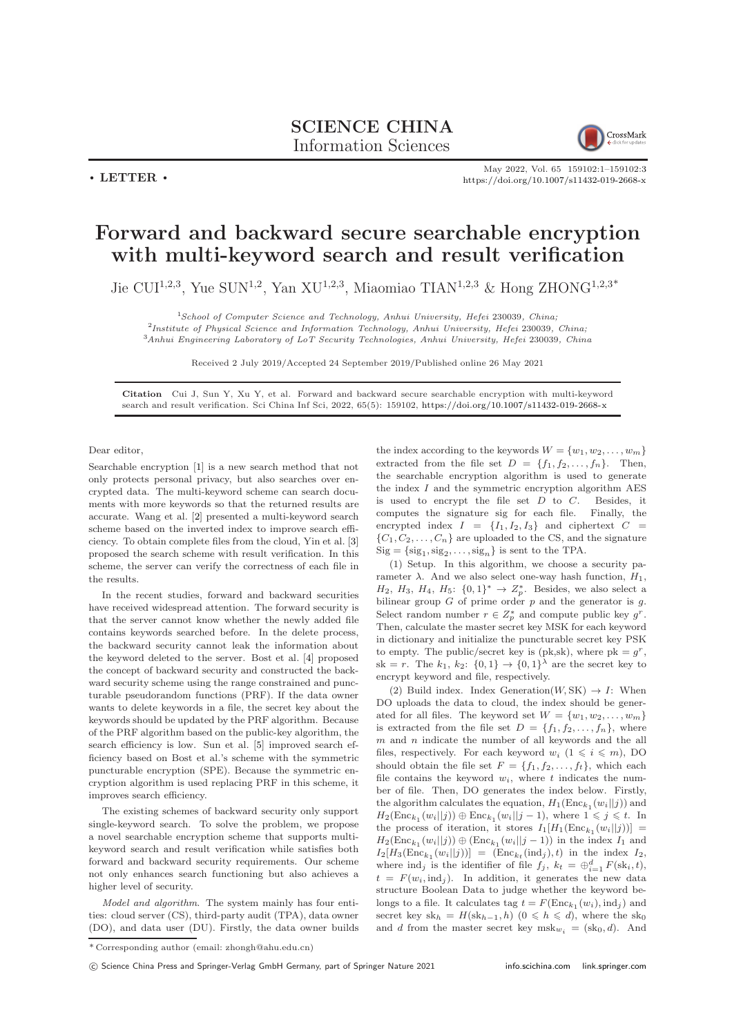**SCIENCE CHINA**
Information Sciences

• **LETTER** •

May 2022, Vol. 65 159102:1–159102:3
https://doi.org/10.1007/s11432-019-2668-x

# Forward and backward secure searchable encryption with multi-keyword search and result verification

Jie CUI[1,2,3], Yue SUN[1,2], Yan XU[1,2,3], Miaomiao TIAN[1,2,3] & Hong ZHONG[1,2,3*]

[1]*School of Computer Science and Technology, Anhui University, Hefei* 230039*, China;*
[2]*Institute of Physical Science and Information Technology, Anhui University, Hefei* 230039*, China;*
[3]*Anhui Engineering Laboratory of LoT Security Technologies, Anhui University, Hefei* 230039*, China*

Received 2 July 2019/Accepted 24 September 2019/Published online 26 May 2021

**Citation** Cui J, Sun Y, Xu Y, et al. Forward and backward secure searchable encryption with multi-keyword search and result verification. Sci China Inf Sci, 2022, 65(5): 159102, https://doi.org/10.1007/s11432-019-2668-x

Dear editor,

Searchable encryption [1] is a new search method that not only protects personal privacy, but also searches over encrypted data. The multi-keyword scheme can search documents with more keywords so that the returned results are accurate. Wang et al. [2] presented a multi-keyword search scheme based on the inverted index to improve search efficiency. To obtain complete files from the cloud, Yin et al. [3] proposed the search scheme with result verification. In this scheme, the server can verify the correctness of each file in the results.

In the recent studies, forward and backward securities have received widespread attention. The forward security is that the server cannot know whether the newly added file contains keywords searched before. In the delete process, the backward security cannot leak the information about the keyword deleted to the server. Bost et al. [4] proposed the concept of backward security and constructed the backward security scheme using the range constrained and puncturable pseudorandom functions (PRF). If the data owner wants to delete keywords in a file, the secret key about the keywords should be updated by the PRF algorithm. Because of the PRF algorithm based on the public-key algorithm, the search efficiency is low. Sun et al. [5] improved search efficiency based on Bost et al.'s scheme with the symmetric puncturable encryption (SPE). Because the symmetric encryption algorithm is used replacing PRF in this scheme, it improves search efficiency.

The existing schemes of backward security only support single-keyword search. To solve the problem, we propose a novel searchable encryption scheme that supports multi-keyword search and result verification while satisfies both forward and backward security requirements. Our scheme not only enhances search functioning but also achieves a higher level of security.

*Model and algorithm*. The system mainly has four entities: cloud server (CS), third-party audit (TPA), data owner (DO), and data user (DU). Firstly, the data owner builds the index according to the keywords $W = \{w_1, w_2, \dots, w_m\}$ extracted from the file set $D = \{f_1, f_2, \dots, f_n\}$. Then, the searchable encryption algorithm is used to generate the index $I$ and the symmetric encryption algorithm AES is used to encrypt the file set $D$ to $C$. Besides, it computes the signature sig for each file. Finally, the encrypted index $I = \{I_1, I_2, I_3\}$ and ciphertext $C = \{C_1, C_2, \dots, C_n\}$ are uploaded to the CS, and the signature $\mathrm{Sig} = \{\mathrm{sig}_1, \mathrm{sig}_2, \dots, \mathrm{sig}_n\}$ is sent to the TPA.

(1) Setup. In this algorithm, we choose a security parameter $\lambda$. And we also select one-way hash function, $H_1$, $H_2$, $H_3$, $H_4$, $H_5$: $\{0,1\}^* \rightarrow Z_p^*$. Besides, we also select a bilinear group $G$ of prime order $p$ and the generator is $g$. Select random number $r \in Z_p^*$ and compute public key $g^r$. Then, calculate the master secret key MSK for each keyword in dictionary and initialize the puncturable secret key PSK to empty. The public/secret key is (pk,sk), where $\mathrm{pk} = g^r$, $\mathrm{sk} = r$. The $k_1$, $k_2$: $\{0,1\} \rightarrow \{0,1\}^\lambda$ are the secret key to encrypt keyword and file, respectively.

(2) Build index. Index Generation$(W, \mathrm{SK}) \rightarrow I$: When DO uploads the data to cloud, the index should be generated for all files. The keyword set $W = \{w_1, w_2, \dots, w_m\}$ is extracted from the file set $D = \{f_1, f_2, \dots, f_n\}$, where $m$ and $n$ indicate the number of all keywords and the all files, respectively. For each keyword $w_i$ $(1 \leqslant i \leqslant m)$, DO should obtain the file set $F = \{f_1, f_2, \dots, f_t\}$, which each file contains the keyword $w_i$, where $t$ indicates the number of file. Then, DO generates the index below. Firstly, the algorithm calculates the equation, $H_1(\mathrm{Enc}_{k_1}(w_i||j))$ and $H_2(\mathrm{Enc}_{k_1}(w_i||j)) \oplus \mathrm{Enc}_{k_1}(w_i||j-1)$, where $1 \leqslant j \leqslant t$. In the process of iteration, it stores $I_1[H_1(\mathrm{Enc}_{k_1}(w_i||j))] = H_2(\mathrm{Enc}_{k_1}(w_i||j)) \oplus (\mathrm{Enc}_{k_1}(w_i||j-1))$ in the index $I_1$ and $I_2[H_3(\mathrm{Enc}_{k_1}(w_i||j))] = (\mathrm{Enc}_{k_t}(\mathrm{ind}_j), t)$ in the index $I_2$, where $\mathrm{ind}_j$ is the identifier of file $f_j$, $k_t = \oplus_{i=1}^{d} F(\mathrm{sk}_i, t)$, $t = F(w_i, \mathrm{ind}_j)$. In addition, it generates the new data structure Boolean Data to judge whether the keyword belongs to a file. It calculates tag $t = F(\mathrm{Enc}_{k_1}(w_i), \mathrm{ind}_j)$ and secret key $\mathrm{sk}_h = H(\mathrm{sk}_{h-1}, h)$ $(0 \leqslant h \leqslant d)$, where the $\mathrm{sk}_0$ and $d$ from the master secret key $\mathrm{msk}_{w_i} = (\mathrm{sk}_0, d)$. And

\* Corresponding author (email: zhongh@ahu.edu.cn)

© Science China Press and Springer-Verlag GmbH Germany, part of Springer Nature 2021 info.scichina.com link.springer.com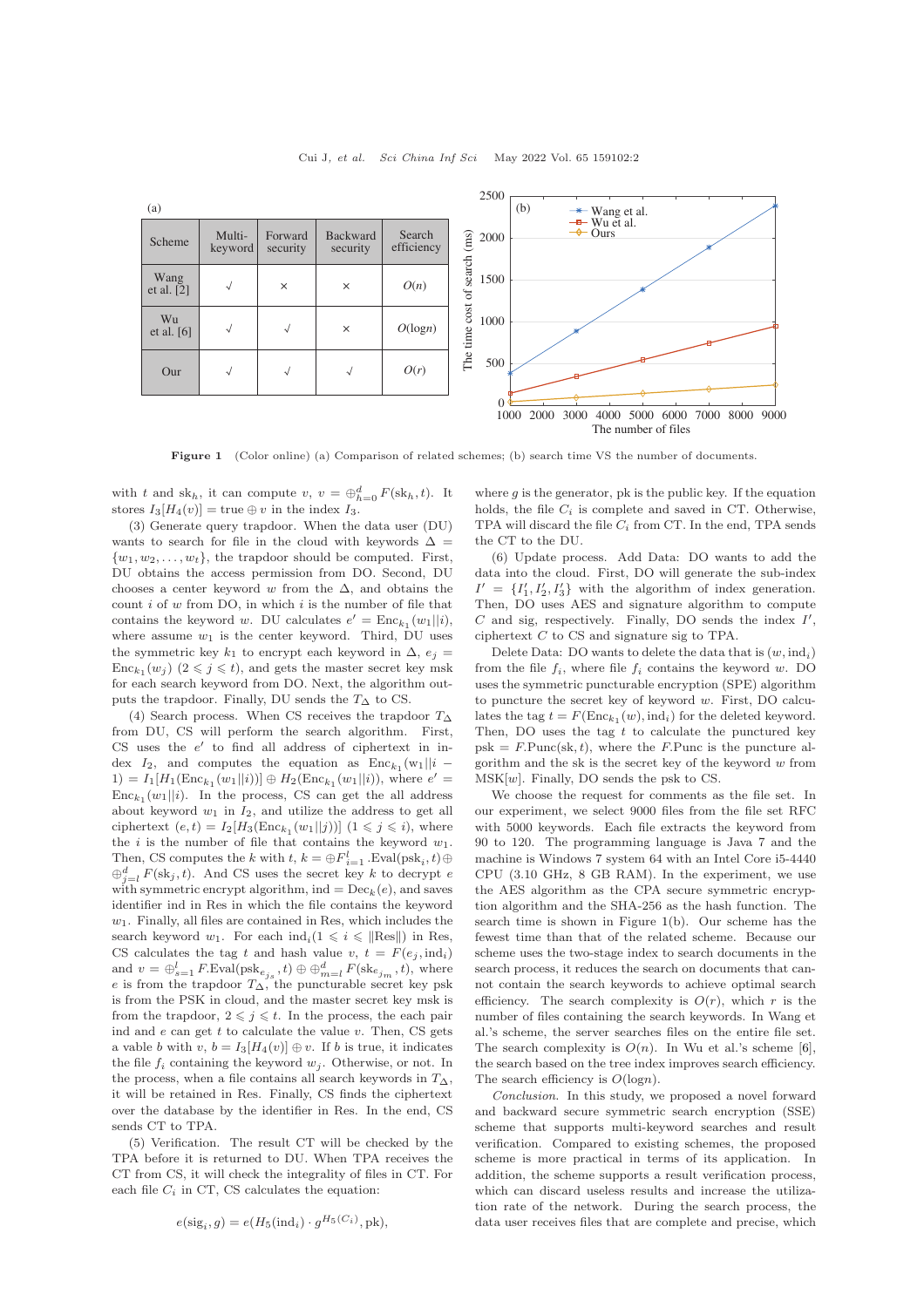(a)

| Scheme | Multi-keyword | Forward security | Backward security | Search efficiency |
|---|---|---|---|---|
| Wang et al. [2] | √ | × | × | $O(n)$ |
| Wu et al. [6] | √ | √ | × | $O(\log n)$ |
| Our | √ | √ | √ | $O(r)$ |

Figure 1 (Color online) (a) Comparison of related schemes; (b) search time VS the number of documents.

with $t$ and $\mathrm{sk}_h$, it can compute $v$, $v = \oplus_{h=0}^{d} F(\mathrm{sk}_h, t)$. It stores $I_3[H_4(v)] = \text{true} \oplus v$ in the index $I_3$.

(3) Generate query trapdoor. When the data user (DU) wants to search for file in the cloud with keywords $\Delta = \{w_1, w_2, \ldots, w_t\}$, the trapdoor should be computed. First, DU obtains the access permission from DO. Second, DU chooses a center keyword $w$ from the $\Delta$, and obtains the count $i$ of $w$ from DO, in which $i$ is the number of file that contains the keyword $w$. DU calculates $e' = \mathrm{Enc}_{k_1}(w_1||i)$, where assume $w_1$ is the center keyword. Third, DU uses the symmetric key $k_1$ to encrypt each keyword in $\Delta$, $e_j = \mathrm{Enc}_{k_1}(w_j)$ $(2 \leqslant j \leqslant t)$, and gets the master secret key msk for each search keyword from DO. Next, the algorithm outputs the trapdoor. Finally, DU sends the $T_\Delta$ to CS.

(4) Search process. When CS receives the trapdoor $T_\Delta$ from DU, CS will perform the search algorithm. First, CS uses the $e'$ to find all address of ciphertext in index $I_2$, and computes the equation $\mathrm{Enc}_{k_1}(w_1||i-1) = I_1[H_1(\mathrm{Enc}_{k_1}(w_1||i))] \oplus H_2(\mathrm{Enc}_{k_1}(w_1||i))$, where $e' = \mathrm{Enc}_{k_1}(w_1||i)$. In the process, CS can get the all address about keyword $w_1$ in $I_2$, and utilize the address to get all ciphertext $(e, t) = I_2[H_3(\mathrm{Enc}_{k_1}(w_1||j))]$ $(1 \leqslant j \leqslant i)$, where the $i$ is the number of file that contains the keyword $w_1$. Then, CS computes the $k$ with $t$, $k = \oplus F_{i=1}^{l}.\mathrm{Eval}(\mathrm{psk}_i, t) \oplus \oplus_{j=l}^{d} F(\mathrm{sk}_j, t)$. And CS uses the secret key $k$ to decrypt $e$ with symmetric encrypt algorithm, $\mathrm{ind} = \mathrm{Dec}_k(e)$, and saves identifier ind in Res in which the file contains the keyword $w_1$. Finally, all files are contained in Res, which includes the search keyword $w_1$. For each $\mathrm{ind}_i (1 \leqslant i \leqslant \|\mathrm{Res}\|)$ in Res, CS calculates the tag $t$ and hash value $v$, $t = F(e_j, \mathrm{ind}_i)$ and $v = \oplus_{s=1}^{l} F.\mathrm{Eval}(\mathrm{psk}_{e_{js}}, t) \oplus \oplus_{m=l}^{d} F(\mathrm{sk}_{e_{jm}}, t)$, where $e$ is from the trapdoor $T_\Delta$, the puncturable secret key psk is from the PSK in cloud, and the master secret key msk is from the trapdoor, $2 \leqslant j \leqslant t$. In the process, the each pair ind and $e$ can get $t$ to calculate the value $v$. Then, CS gets a vable $b$ with $v$, $b = I_3[H_4(v)] \oplus v$. If $b$ is true, it indicates the file $f_i$ containing the keyword $w_j$. Otherwise, or not. In the process, when a file contains all search keywords in $T_\Delta$, it will be retained in Res. Finally, CS finds the ciphertext over the database by the identifier in Res. In the end, CS sends CT to TPA.

(5) Verification. The result CT will be checked by the TPA before it is returned to DU. When TPA receives the CT from CS, it will check the integrality of files in CT. For each file $C_i$ in CT, CS calculates the equation:

$$e(\mathrm{sig}_i, g) = e(H_5(\mathrm{ind}_i) \cdot g^{H_5(C_i)}, \mathrm{pk}),$$

where $g$ is the generator, pk is the public key. If the equation holds, the file $C_i$ is complete and saved in CT. Otherwise, TPA will discard the file $C_i$ from CT. In the end, TPA sends the CT to the DU.

(6) Update process. Add Data: DO wants to add the data into the cloud. First, DO will generate the sub-index $I' = \{I'_1, I'_2, I'_3\}$ with the algorithm of index generation. Then, DO uses AES and signature algorithm to compute $C$ and sig, respectively. Finally, DO sends the index $I'$, ciphertext $C$ to CS and signature sig to TPA.

Delete Data: DO wants to delete the data that is $(w, \mathrm{ind}_i)$ from the file $f_i$, where file $f_i$ contains the keyword $w$. DO uses the symmetric puncturable encryption (SPE) algorithm to puncture the secret key of keyword $w$. First, DO calculates the tag $t = F(\mathrm{Enc}_{k_1}(w), \mathrm{ind}_i)$ for the deleted keyword. Then, DO uses the tag $t$ to calculate the punctured key $\mathrm{psk} = F.\mathrm{Punc}(\mathrm{sk}, t)$, where the $F.\mathrm{Punc}$ is the puncture algorithm and the sk is the secret key of the keyword $w$ from $\mathrm{MSK}[w]$. Finally, DO sends the psk to CS.

We choose the request for comments as the file set. In our experiment, we select 9000 files from the file set RFC with 5000 keywords. Each file extracts the keyword from 90 to 120. The programming language is Java 7 and the machine is Windows 7 system 64 with an Intel Core i5-4440 CPU (3.10 GHz, 8 GB RAM). In the experiment, we use the AES algorithm as the CPA secure symmetric encryption algorithm and the SHA-256 as the hash function. The search time is shown in Figure 1(b). Our scheme has the fewest time than that of the related scheme. Because our scheme uses the two-stage index to search documents in the search process, it reduces the search on documents that cannot contain the search keywords to achieve optimal search efficiency. The search complexity is $O(r)$, which $r$ is the number of files containing the search keywords. In Wang et al.'s scheme, the server searches files on the entire file set. The search complexity is $O(n)$. In Wu et al.'s scheme [6], the search based on the tree index improves search efficiency. The search efficiency is $O(\log n)$.

*Conclusion.* In this study, we proposed a novel forward and backward secure symmetric search encryption (SSE) scheme that supports multi-keyword searches and result verification. Compared to existing schemes, the proposed scheme is more practical in terms of its application. In addition, the scheme supports a result verification process, which can discard useless results and increase the utilization rate of the network. During the search process, the data user receives files that are complete and precise, which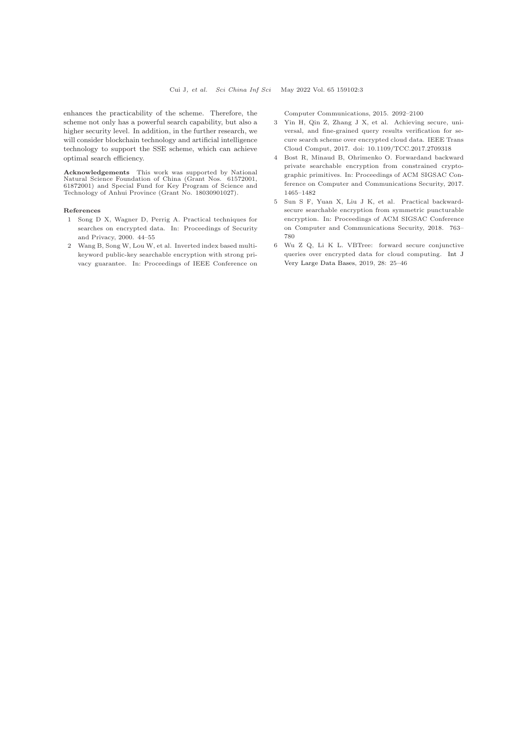enhances the practicability of the scheme. Therefore, the scheme not only has a powerful search capability, but also a higher security level. In addition, in the further research, we will consider blockchain technology and artificial intelligence technology to support the SSE scheme, which can achieve optimal search efficiency.

**Acknowledgements** This work was supported by National Natural Science Foundation of China (Grant Nos. 61572001, 61872001) and Special Fund for Key Program of Science and Technology of Anhui Province (Grant No. 18030901027).

**References**

1. Song D X, Wagner D, Perrig A. Practical techniques for searches on encrypted data. In: Proceedings of Security and Privacy, 2000. 44–55
2. Wang B, Song W, Lou W, et al. Inverted index based multi-keyword public-key searchable encryption with strong privacy guarantee. In: Proceedings of IEEE Conference on Computer Communications, 2015. 2092–2100
3. Yin H, Qin Z, Zhang J X, et al. Achieving secure, universal, and fine-grained query results verification for secure search scheme over encrypted cloud data. IEEE Trans Cloud Comput, 2017. doi: 10.1109/TCC.2017.2709318
4. Bost R, Minaud B, Ohrimenko O. Forwardand backward private searchable encryption from constrained cryptographic primitives. In: Proceedings of ACM SIGSAC Conference on Computer and Communications Security, 2017. 1465–1482
5. Sun S F, Yuan X, Liu J K, et al. Practical backward-secure searchable encryption from symmetric puncturable encryption. In: Proceedings of ACM SIGSAC Conference on Computer and Communications Security, 2018. 763–780
6. Wu Z Q, Li K L. VBTree: forward secure conjunctive queries over encrypted data for cloud computing. Int J Very Large Data Bases, 2019, 28: 25–46